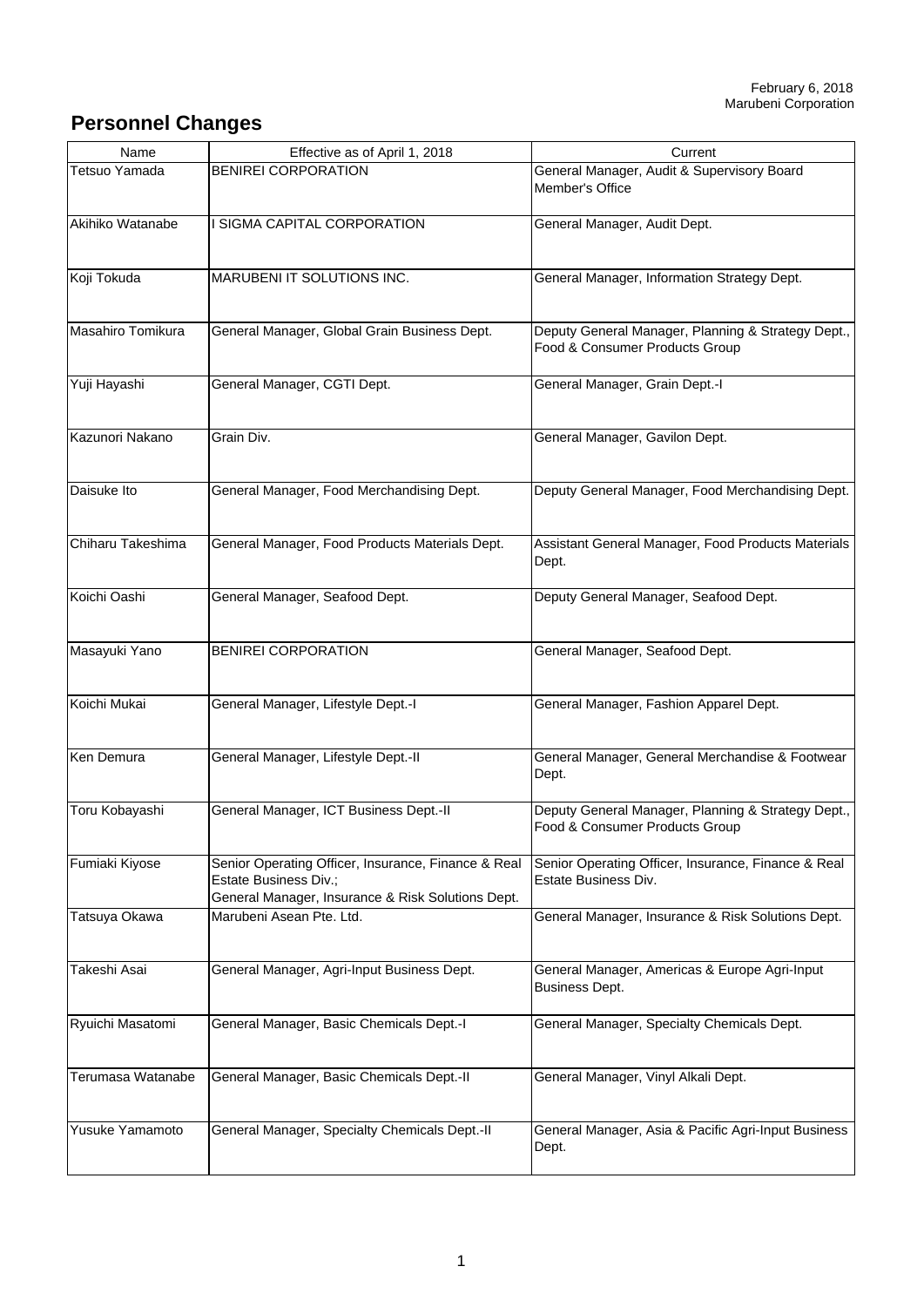February 6, 2018
Marubeni Corporation

## Personnel Changes

| Name | Effective as of April 1, 2018 | Current |
|---|---|---|
| Tetsuo Yamada | BENIREI CORPORATION | General Manager, Audit & Supervisory Board Member's Office |
| Akihiko Watanabe | I SIGMA CAPITAL CORPORATION | General Manager, Audit Dept. |
| Koji Tokuda | MARUBENI IT SOLUTIONS INC. | General Manager, Information Strategy Dept. |
| Masahiro Tomikura | General Manager, Global Grain Business Dept. | Deputy General Manager, Planning & Strategy Dept., Food & Consumer Products Group |
| Yuji Hayashi | General Manager, CGTI Dept. | General Manager, Grain Dept.-I |
| Kazunori Nakano | Grain Div. | General Manager, Gavilon Dept. |
| Daisuke Ito | General Manager, Food Merchandising Dept. | Deputy General Manager, Food Merchandising Dept. |
| Chiharu Takeshima | General Manager, Food Products Materials Dept. | Assistant General Manager, Food Products Materials Dept. |
| Koichi Oashi | General Manager, Seafood Dept. | Deputy General Manager, Seafood Dept. |
| Masayuki Yano | BENIREI CORPORATION | General Manager, Seafood Dept. |
| Koichi Mukai | General Manager, Lifestyle Dept.-I | General Manager, Fashion Apparel Dept. |
| Ken Demura | General Manager, Lifestyle Dept.-II | General Manager, General Merchandise & Footwear Dept. |
| Toru Kobayashi | General Manager, ICT Business Dept.-II | Deputy General Manager, Planning & Strategy Dept., Food & Consumer Products Group |
| Fumiaki Kiyose | Senior Operating Officer, Insurance, Finance & Real Estate Business Div.; General Manager, Insurance & Risk Solutions Dept. | Senior Operating Officer, Insurance, Finance & Real Estate Business Div. |
| Tatsuya Okawa | Marubeni Asean Pte. Ltd. | General Manager, Insurance & Risk Solutions Dept. |
| Takeshi Asai | General Manager, Agri-Input Business Dept. | General Manager, Americas & Europe Agri-Input Business Dept. |
| Ryuichi Masatomi | General Manager, Basic Chemicals Dept.-I | General Manager, Specialty Chemicals Dept. |
| Terumasa Watanabe | General Manager, Basic Chemicals Dept.-II | General Manager, Vinyl Alkali Dept. |
| Yusuke Yamamoto | General Manager, Specialty Chemicals Dept.-II | General Manager, Asia & Pacific Agri-Input Business Dept. |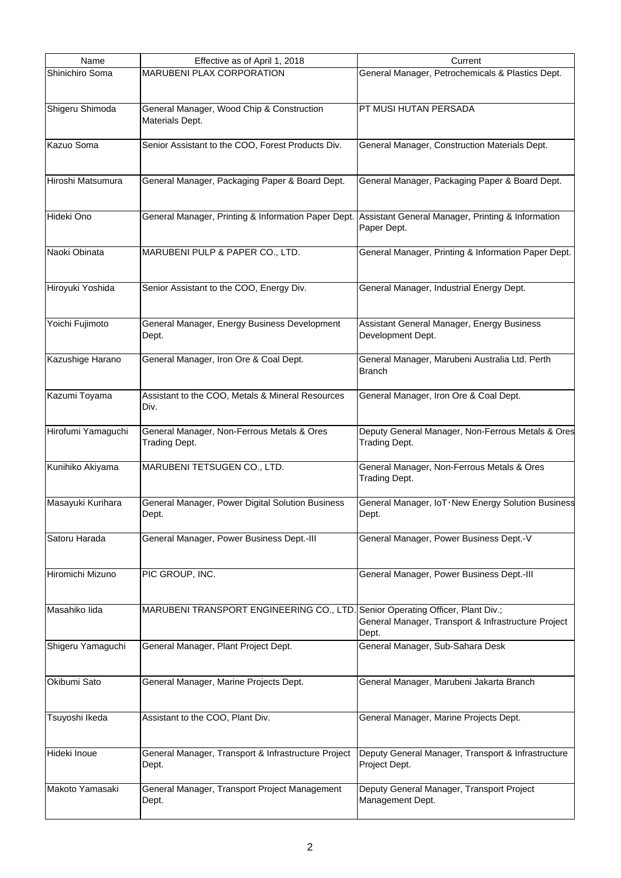| Name | Effective as of April 1, 2018 | Current |
|---|---|---|
| Shinichiro Soma | MARUBENI PLAX CORPORATION | General Manager, Petrochemicals & Plastics Dept. |
| Shigeru Shimoda | General Manager, Wood Chip & Construction Materials Dept. | PT MUSI HUTAN PERSADA |
| Kazuo Soma | Senior Assistant to the COO, Forest Products Div. | General Manager, Construction Materials Dept. |
| Hiroshi Matsumura | General Manager, Packaging Paper & Board Dept. | General Manager, Packaging Paper & Board Dept. |
| Hideki Ono | General Manager, Printing & Information Paper Dept. | Assistant General Manager, Printing & Information Paper Dept. |
| Naoki Obinata | MARUBENI PULP & PAPER CO., LTD. | General Manager, Printing & Information Paper Dept. |
| Hiroyuki Yoshida | Senior Assistant to the COO, Energy Div. | General Manager, Industrial Energy Dept. |
| Yoichi Fujimoto | General Manager, Energy Business Development Dept. | Assistant General Manager, Energy Business Development Dept. |
| Kazushige Harano | General Manager, Iron Ore & Coal Dept. | General Manager, Marubeni Australia Ltd. Perth Branch |
| Kazumi Toyama | Assistant to the COO, Metals & Mineral Resources Div. | General Manager, Iron Ore & Coal Dept. |
| Hirofumi Yamaguchi | General Manager, Non-Ferrous Metals & Ores Trading Dept. | Deputy General Manager, Non-Ferrous Metals & Ores Trading Dept. |
| Kunihiko Akiyama | MARUBENI TETSUGEN CO., LTD. | General Manager, Non-Ferrous Metals & Ores Trading Dept. |
| Masayuki Kurihara | General Manager, Power Digital Solution Business Dept. | General Manager, IoT･New Energy Solution Business Dept. |
| Satoru Harada | General Manager, Power Business Dept.-III | General Manager, Power Business Dept.-V |
| Hiromichi Mizuno | PIC GROUP, INC. | General Manager, Power Business Dept.-III |
| Masahiko Iida | MARUBENI TRANSPORT ENGINEERING CO., LTD. | Senior Operating Officer, Plant Div.; General Manager, Transport & Infrastructure Project Dept. |
| Shigeru Yamaguchi | General Manager, Plant Project Dept. | General Manager, Sub-Sahara Desk |
| Okibumi Sato | General Manager, Marine Projects Dept. | General Manager, Marubeni Jakarta Branch |
| Tsuyoshi Ikeda | Assistant to the COO, Plant Div. | General Manager, Marine Projects Dept. |
| Hideki Inoue | General Manager, Transport & Infrastructure Project Dept. | Deputy General Manager, Transport & Infrastructure Project Dept. |
| Makoto Yamasaki | General Manager, Transport Project Management Dept. | Deputy General Manager, Transport Project Management Dept. |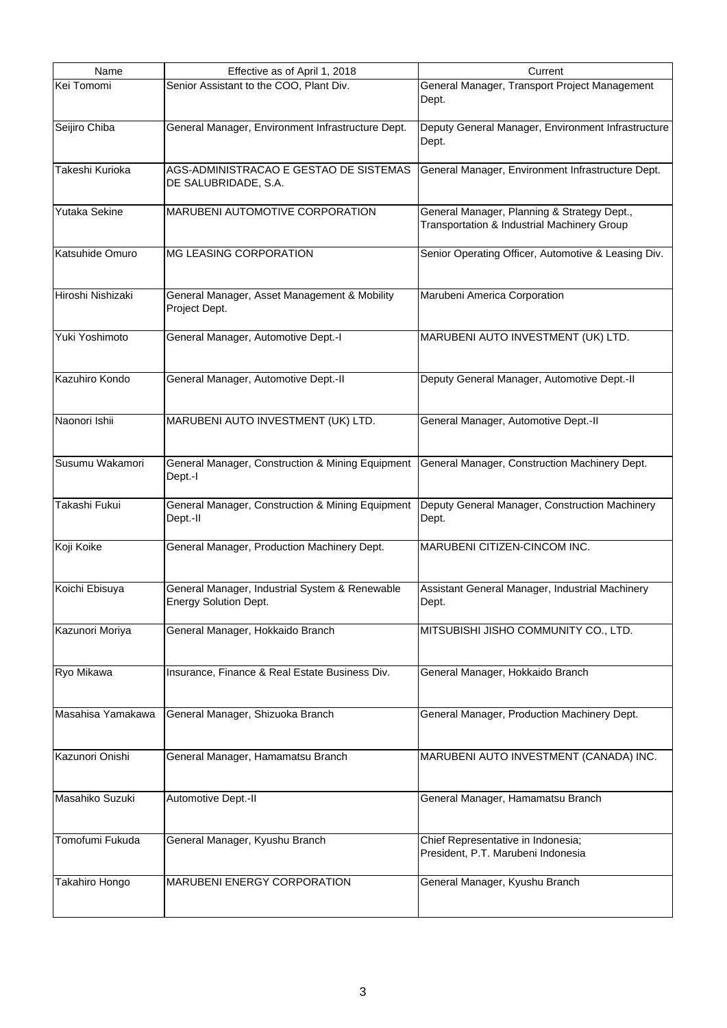| Name | Effective as of April 1, 2018 | Current |
|---|---|---|
| Kei Tomomi | Senior Assistant to the COO, Plant Div. | General Manager, Transport Project Management Dept. |
| Seijiro Chiba | General Manager, Environment Infrastructure Dept. | Deputy General Manager, Environment Infrastructure Dept. |
| Takeshi Kurioka | AGS-ADMINISTRACAO E GESTAO DE SISTEMAS DE SALUBRIDADE, S.A. | General Manager, Environment Infrastructure Dept. |
| Yutaka Sekine | MARUBENI AUTOMOTIVE CORPORATION | General Manager, Planning & Strategy Dept., Transportation & Industrial Machinery Group |
| Katsuhide Omuro | MG LEASING CORPORATION | Senior Operating Officer, Automotive & Leasing Div. |
| Hiroshi Nishizaki | General Manager, Asset Management & Mobility Project Dept. | Marubeni America Corporation |
| Yuki Yoshimoto | General Manager, Automotive Dept.-I | MARUBENI AUTO INVESTMENT (UK) LTD. |
| Kazuhiro Kondo | General Manager, Automotive Dept.-II | Deputy General Manager, Automotive Dept.-II |
| Naonori Ishii | MARUBENI AUTO INVESTMENT (UK) LTD. | General Manager, Automotive Dept.-II |
| Susumu Wakamori | General Manager, Construction & Mining Equipment Dept.-I | General Manager, Construction Machinery Dept. |
| Takashi Fukui | General Manager, Construction & Mining Equipment Dept.-II | Deputy General Manager, Construction Machinery Dept. |
| Koji Koike | General Manager, Production Machinery Dept. | MARUBENI CITIZEN-CINCOM INC. |
| Koichi Ebisuya | General Manager, Industrial System & Renewable Energy Solution Dept. | Assistant General Manager, Industrial Machinery Dept. |
| Kazunori Moriya | General Manager, Hokkaido Branch | MITSUBISHI JISHO COMMUNITY CO., LTD. |
| Ryo Mikawa | Insurance, Finance & Real Estate Business Div. | General Manager, Hokkaido Branch |
| Masahisa Yamakawa | General Manager, Shizuoka Branch | General Manager, Production Machinery Dept. |
| Kazunori Onishi | General Manager, Hamamatsu Branch | MARUBENI AUTO INVESTMENT (CANADA) INC. |
| Masahiko Suzuki | Automotive Dept.-II | General Manager, Hamamatsu Branch |
| Tomofumi Fukuda | General Manager, Kyushu Branch | Chief Representative in Indonesia; President, P.T. Marubeni Indonesia |
| Takahiro Hongo | MARUBENI ENERGY CORPORATION | General Manager, Kyushu Branch |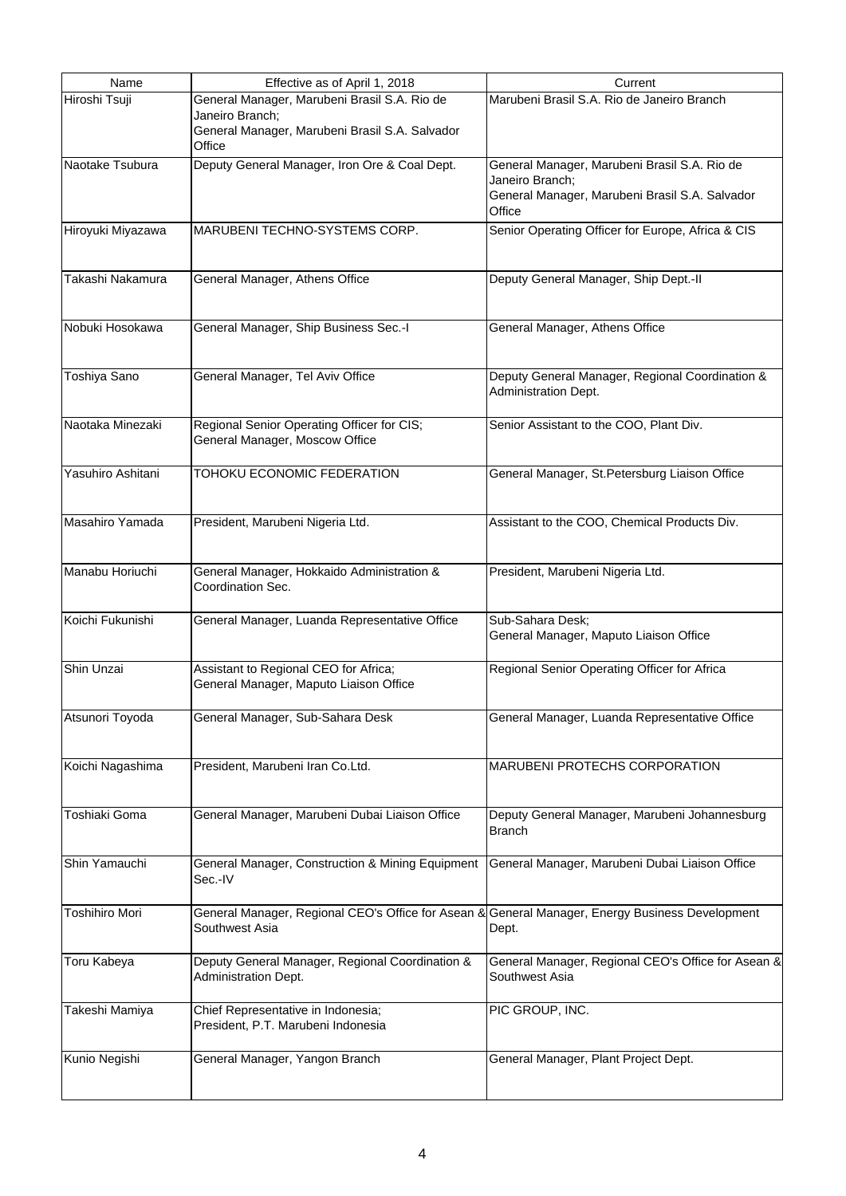| Name | Effective as of April 1, 2018 | Current |
| --- | --- | --- |
| Hiroshi Tsuji | General Manager, Marubeni Brasil S.A. Rio de Janeiro Branch;<br>General Manager, Marubeni Brasil S.A. Salvador Office | Marubeni Brasil S.A. Rio de Janeiro Branch |
| Naotake Tsubura | Deputy General Manager, Iron Ore & Coal Dept. | General Manager, Marubeni Brasil S.A. Rio de Janeiro Branch;<br>General Manager, Marubeni Brasil S.A. Salvador Office |
| Hiroyuki Miyazawa | MARUBENI TECHNO-SYSTEMS CORP. | Senior Operating Officer for Europe, Africa & CIS |
| Takashi Nakamura | General Manager, Athens Office | Deputy General Manager, Ship Dept.-II |
| Nobuki Hosokawa | General Manager, Ship Business Sec.-I | General Manager, Athens Office |
| Toshiya Sano | General Manager, Tel Aviv Office | Deputy General Manager, Regional Coordination & Administration Dept. |
| Naotaka Minezaki | Regional Senior Operating Officer for CIS;<br>General Manager, Moscow Office | Senior Assistant to the COO, Plant Div. |
| Yasuhiro Ashitani | TOHOKU ECONOMIC FEDERATION | General Manager, St.Petersburg Liaison Office |
| Masahiro Yamada | President, Marubeni Nigeria Ltd. | Assistant to the COO, Chemical Products Div. |
| Manabu Horiuchi | General Manager, Hokkaido Administration & Coordination Sec. | President, Marubeni Nigeria Ltd. |
| Koichi Fukunishi | General Manager, Luanda Representative Office | Sub-Sahara Desk;<br>General Manager, Maputo Liaison Office |
| Shin Unzai | Assistant to Regional CEO for Africa;<br>General Manager, Maputo Liaison Office | Regional Senior Operating Officer for Africa |
| Atsunori Toyoda | General Manager, Sub-Sahara Desk | General Manager, Luanda Representative Office |
| Koichi Nagashima | President, Marubeni Iran Co.Ltd. | MARUBENI PROTECHS CORPORATION |
| Toshiaki Goma | General Manager, Marubeni Dubai Liaison Office | Deputy General Manager, Marubeni Johannesburg Branch |
| Shin Yamauchi | General Manager, Construction & Mining Equipment Sec.-IV | General Manager, Marubeni Dubai Liaison Office |
| Toshihiro Mori | General Manager, Regional CEO's Office for Asean & Southwest Asia | General Manager, Energy Business Development Dept. |
| Toru Kabeya | Deputy General Manager, Regional Coordination & Administration Dept. | General Manager, Regional CEO's Office for Asean & Southwest Asia |
| Takeshi Mamiya | Chief Representative in Indonesia;<br>President, P.T. Marubeni Indonesia | PIC GROUP, INC. |
| Kunio Negishi | General Manager, Yangon Branch | General Manager, Plant Project Dept. |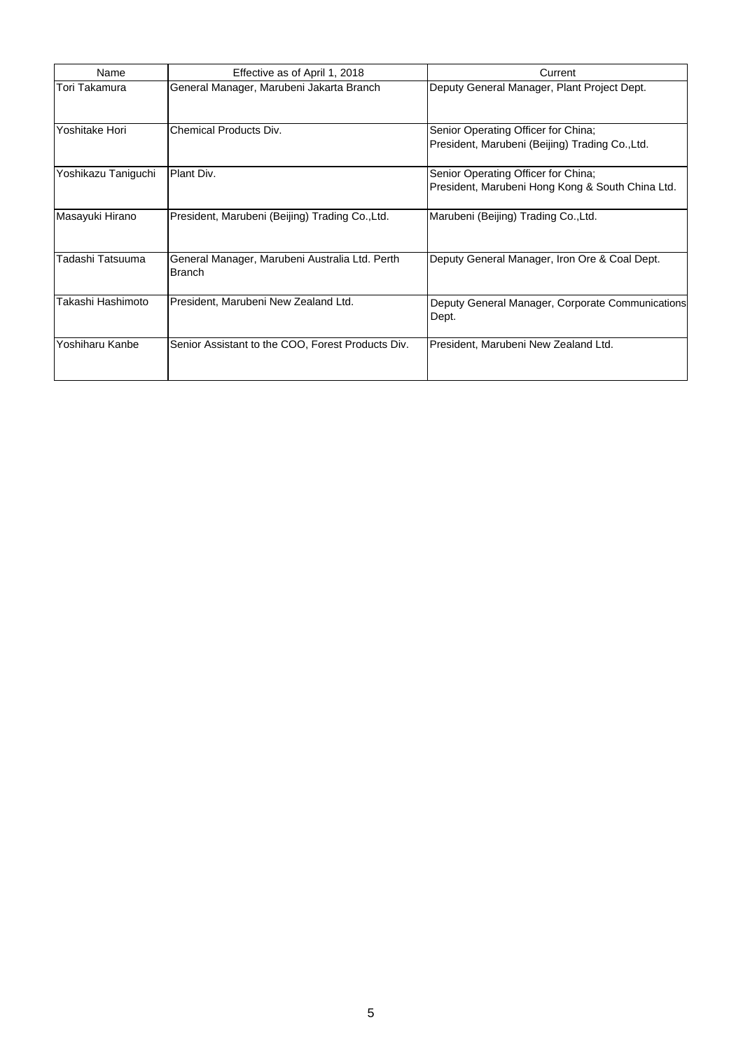| Name | Effective as of April 1, 2018 | Current |
|---|---|---|
| Tori Takamura | General Manager, Marubeni Jakarta Branch | Deputy General Manager, Plant Project Dept. |
| Yoshitake Hori | Chemical Products Div. | Senior Operating Officer for China; President, Marubeni (Beijing) Trading Co.,Ltd. |
| Yoshikazu Taniguchi | Plant Div. | Senior Operating Officer for China; President, Marubeni Hong Kong & South China Ltd. |
| Masayuki Hirano | President, Marubeni (Beijing) Trading Co.,Ltd. | Marubeni (Beijing) Trading Co.,Ltd. |
| Tadashi Tatsuuma | General Manager, Marubeni Australia Ltd. Perth Branch | Deputy General Manager, Iron Ore & Coal Dept. |
| Takashi Hashimoto | President, Marubeni New Zealand Ltd. | Deputy General Manager, Corporate Communications Dept. |
| Yoshiharu Kanbe | Senior Assistant to the COO, Forest Products Div. | President, Marubeni New Zealand Ltd. |